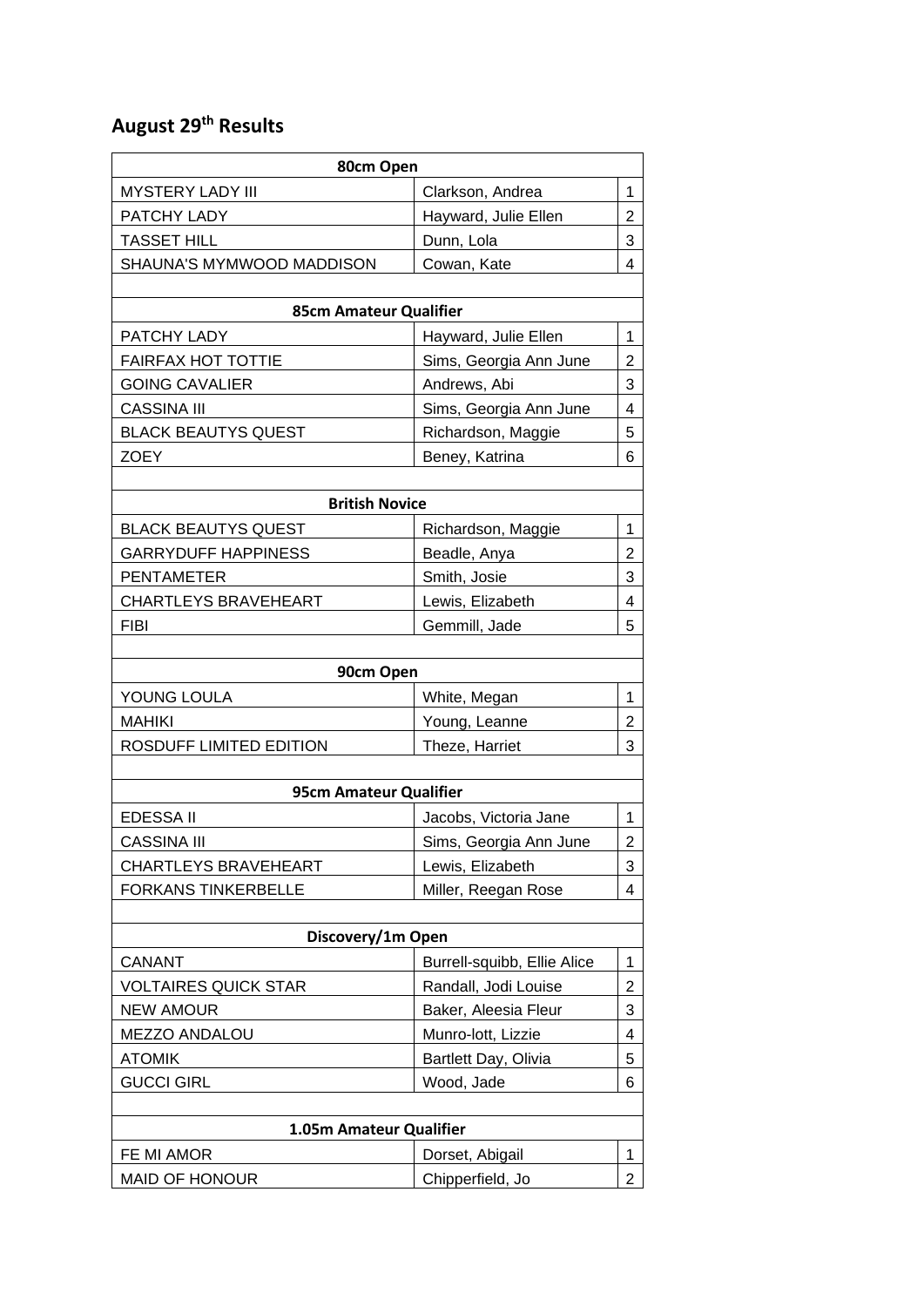## August 29th Results

| 80cm Open | | |
|---|---|---|
| MYSTERY LADY III | Clarkson, Andrea | 1 |
| PATCHY LADY | Hayward, Julie Ellen | 2 |
| TASSET HILL | Dunn, Lola | 3 |
| SHAUNA'S MYMWOOD MADDISON | Cowan, Kate | 4 |
| | | |
| **85cm Amateur Qualifier** | | |
| PATCHY LADY | Hayward, Julie Ellen | 1 |
| FAIRFAX HOT TOTTIE | Sims, Georgia Ann June | 2 |
| GOING CAVALIER | Andrews, Abi | 3 |
| CASSINA III | Sims, Georgia Ann June | 4 |
| BLACK BEAUTYS QUEST | Richardson, Maggie | 5 |
| ZOEY | Beney, Katrina | 6 |
| | | |
| **British Novice** | | |
| BLACK BEAUTYS QUEST | Richardson, Maggie | 1 |
| GARRYDUFF HAPPINESS | Beadle, Anya | 2 |
| PENTAMETER | Smith, Josie | 3 |
| CHARTLEYS BRAVEHEART | Lewis, Elizabeth | 4 |
| FIBI | Gemmill, Jade | 5 |
| | | |
| **90cm Open** | | |
| YOUNG LOULA | White, Megan | 1 |
| MAHIKI | Young, Leanne | 2 |
| ROSDUFF LIMITED EDITION | Theze, Harriet | 3 |
| | | |
| **95cm Amateur Qualifier** | | |
| EDESSA II | Jacobs, Victoria Jane | 1 |
| CASSINA III | Sims, Georgia Ann June | 2 |
| CHARTLEYS BRAVEHEART | Lewis, Elizabeth | 3 |
| FORKANS TINKERBELLE | Miller, Reegan Rose | 4 |
| | | |
| **Discovery/1m Open** | | |
| CANANT | Burrell-squibb, Ellie Alice | 1 |
| VOLTAIRES QUICK STAR | Randall, Jodi Louise | 2 |
| NEW AMOUR | Baker, Aleesia Fleur | 3 |
| MEZZO ANDALOU | Munro-lott, Lizzie | 4 |
| ATOMIK | Bartlett Day, Olivia | 5 |
| GUCCI GIRL | Wood, Jade | 6 |
| | | |
| **1.05m Amateur Qualifier** | | |
| FE MI AMOR | Dorset, Abigail | 1 |
| MAID OF HONOUR | Chipperfield, Jo | 2 |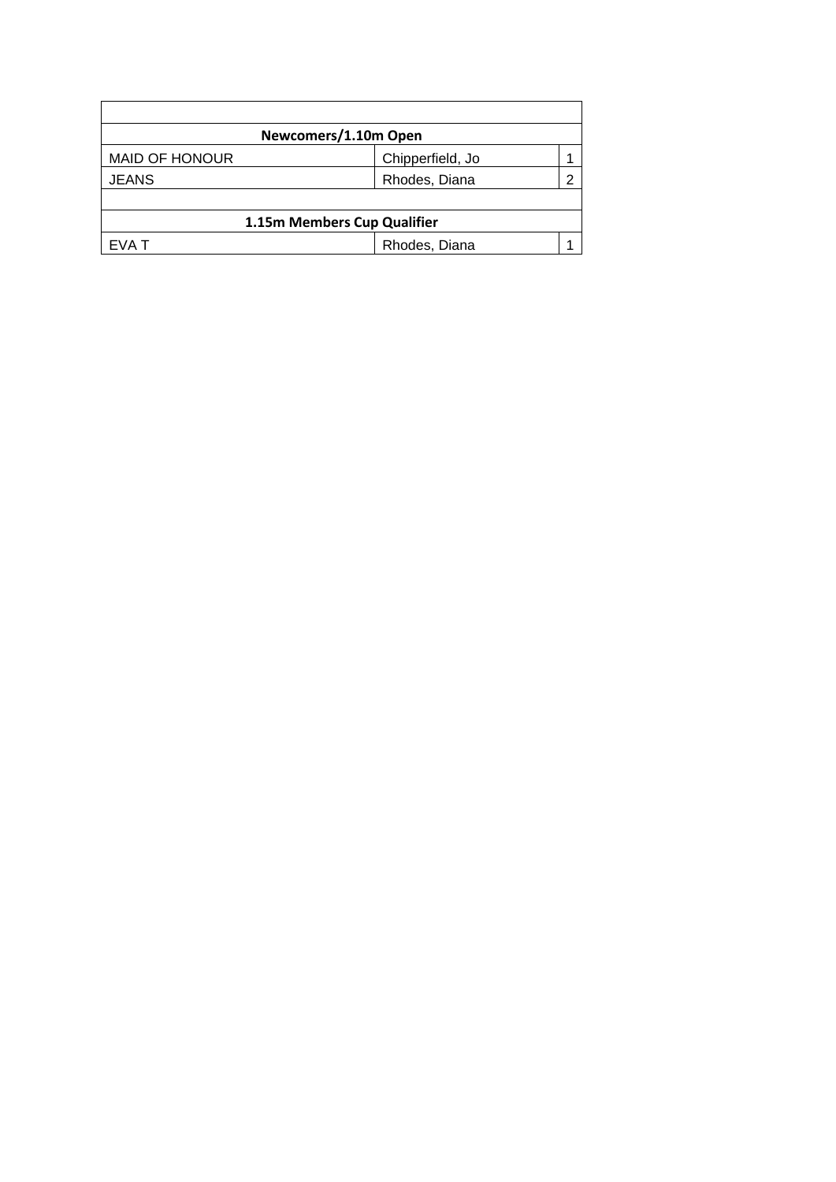| | | |
|---|---|---|
| | | |
| **Newcomers/1.10m Open** | | |
| MAID OF HONOUR | Chipperfield, Jo | 1 |
| JEANS | Rhodes, Diana | 2 |
| | | |
| **1.15m Members Cup Qualifier** | | |
| EVA T | Rhodes, Diana | 1 |